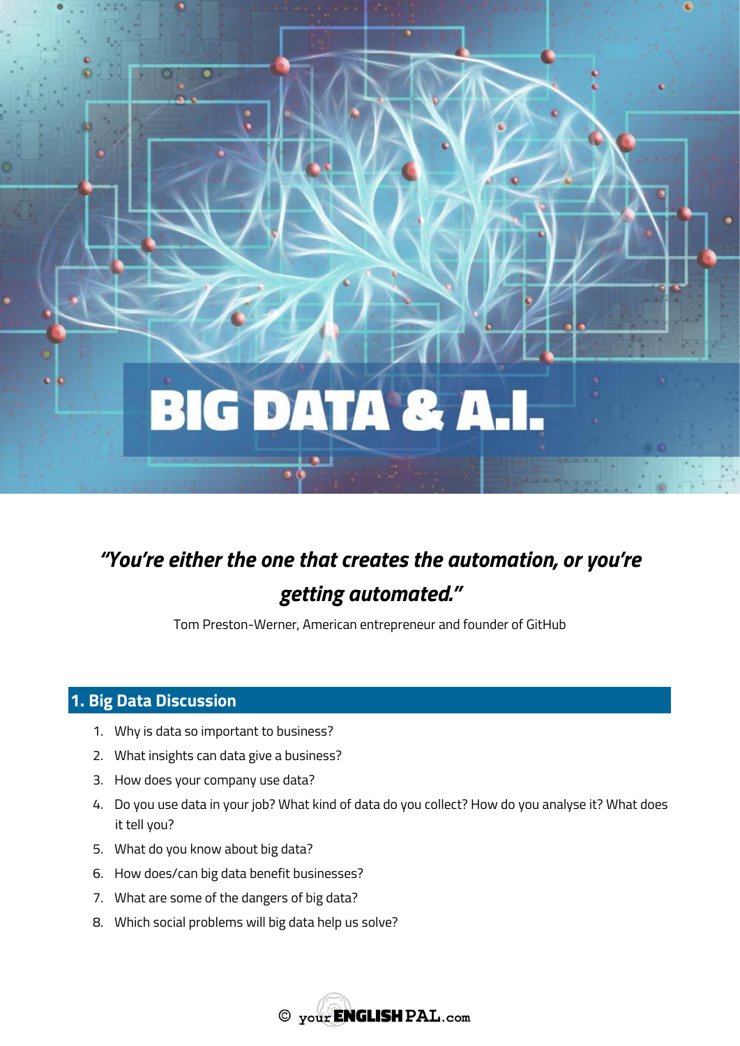# BIG DATA & A.I.

***"You're either the one that creates the automation, or you're getting automated."***

Tom Preston-Werner, American entrepreneur and founder of GitHub

## 1. Big Data Discussion

1. Why is data so important to business?
2. What insights can data give a business?
3. How does your company use data?
4. Do you use data in your job? What kind of data do you collect? How do you analyse it? What does it tell you?
5. What do you know about big data?
6. How does/can big data benefit businesses?
7. What are some of the dangers of big data?
8. Which social problems will big data help us solve?

© yourENGLISHPAL.com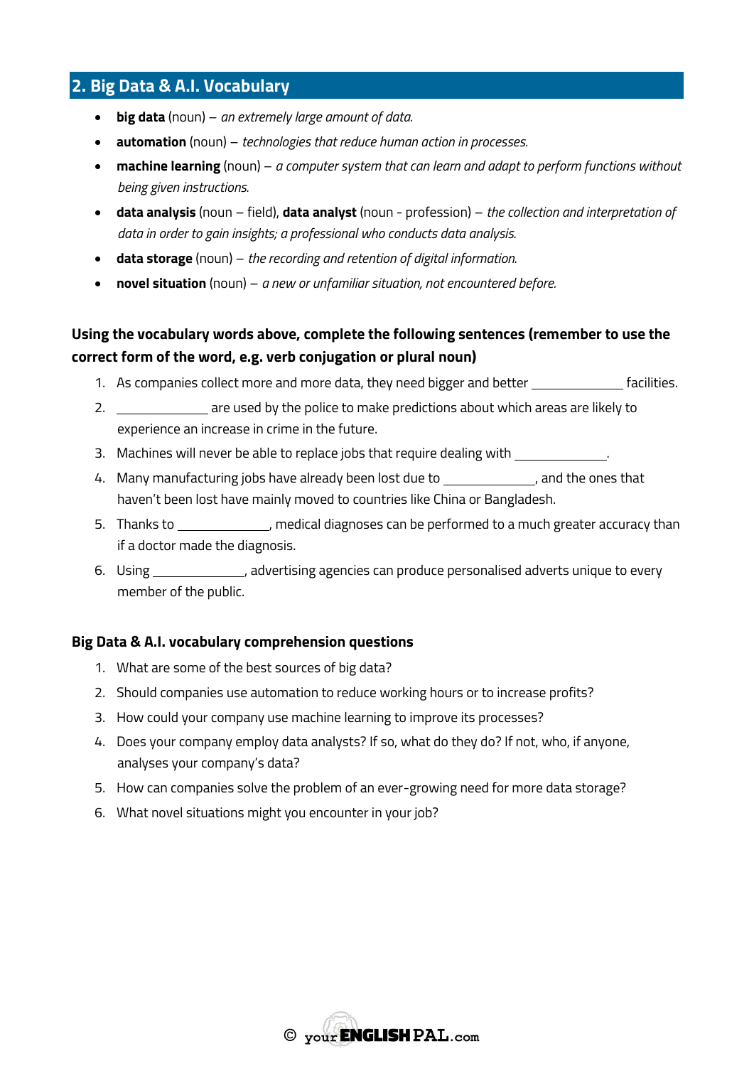## 2. Big Data & A.I. Vocabulary

- **big data** (noun) – *an extremely large amount of data.*
- **automation** (noun) – *technologies that reduce human action in processes.*
- **machine learning** (noun) – *a computer system that can learn and adapt to perform functions without being given instructions.*
- **data analysis** (noun – field), **data analyst** (noun - profession) – *the collection and interpretation of data in order to gain insights; a professional who conducts data analysis.*
- **data storage** (noun) – *the recording and retention of digital information.*
- **novel situation** (noun) – *a new or unfamiliar situation, not encountered before.*

**Using the vocabulary words above, complete the following sentences (remember to use the correct form of the word, e.g. verb conjugation or plural noun)**

1. As companies collect more and more data, they need bigger and better _____________ facilities.
2. _____________ are used by the police to make predictions about which areas are likely to experience an increase in crime in the future.
3. Machines will never be able to replace jobs that require dealing with _____________.
4. Many manufacturing jobs have already been lost due to _____________, and the ones that haven't been lost have mainly moved to countries like China or Bangladesh.
5. Thanks to _____________, medical diagnoses can be performed to a much greater accuracy than if a doctor made the diagnosis.
6. Using _____________, advertising agencies can produce personalised adverts unique to every member of the public.

**Big Data & A.I. vocabulary comprehension questions**

1. What are some of the best sources of big data?
2. Should companies use automation to reduce working hours or to increase profits?
3. How could your company use machine learning to improve its processes?
4. Does your company employ data analysts? If so, what do they do? If not, who, if anyone, analyses your company's data?
5. How can companies solve the problem of an ever-growing need for more data storage?
6. What novel situations might you encounter in your job?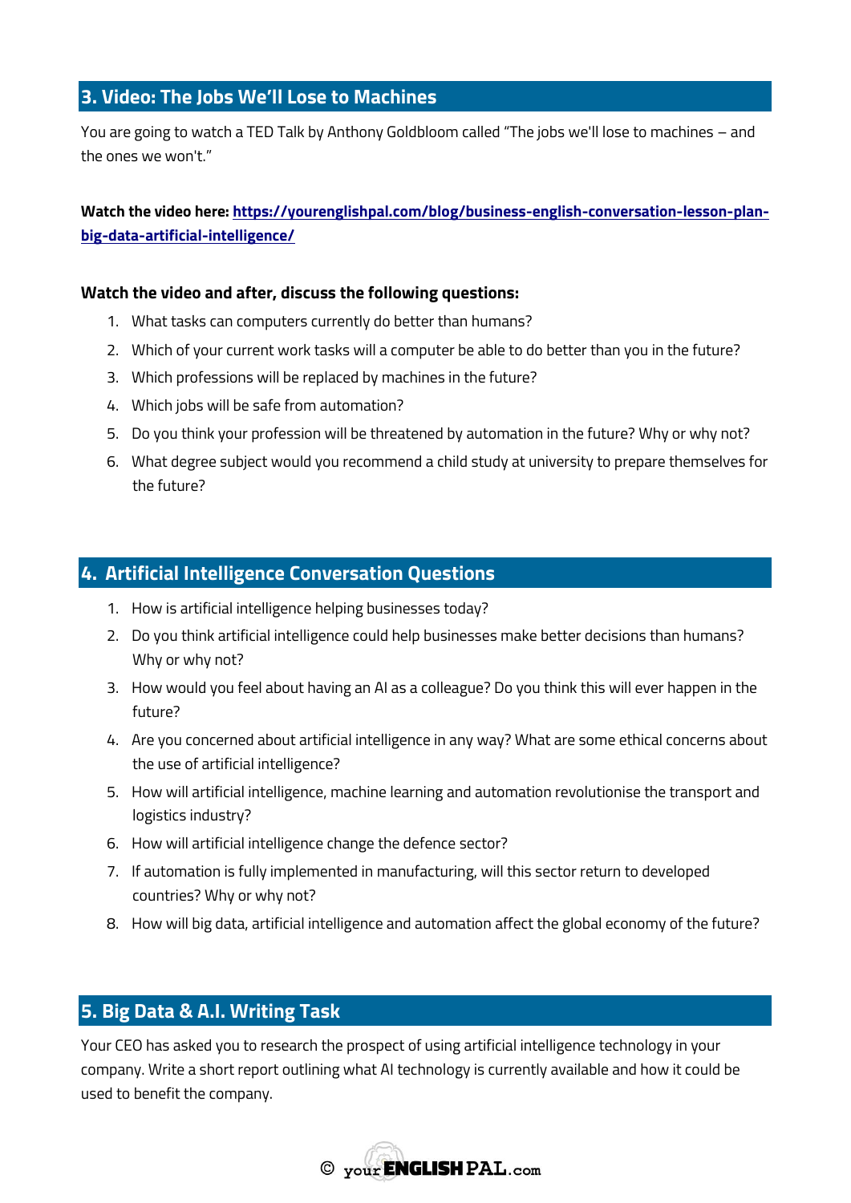## 3. Video: The Jobs We'll Lose to Machines

You are going to watch a TED Talk by Anthony Goldbloom called "The jobs we'll lose to machines – and the ones we won't."

**Watch the video here: https://yourenglishpal.com/blog/business-english-conversation-lesson-plan-big-data-artificial-intelligence/**

**Watch the video and after, discuss the following questions:**

1. What tasks can computers currently do better than humans?
2. Which of your current work tasks will a computer be able to do better than you in the future?
3. Which professions will be replaced by machines in the future?
4. Which jobs will be safe from automation?
5. Do you think your profession will be threatened by automation in the future? Why or why not?
6. What degree subject would you recommend a child study at university to prepare themselves for the future?

## 4. Artificial Intelligence Conversation Questions

1. How is artificial intelligence helping businesses today?
2. Do you think artificial intelligence could help businesses make better decisions than humans? Why or why not?
3. How would you feel about having an AI as a colleague? Do you think this will ever happen in the future?
4. Are you concerned about artificial intelligence in any way? What are some ethical concerns about the use of artificial intelligence?
5. How will artificial intelligence, machine learning and automation revolutionise the transport and logistics industry?
6. How will artificial intelligence change the defence sector?
7. If automation is fully implemented in manufacturing, will this sector return to developed countries? Why or why not?
8. How will big data, artificial intelligence and automation affect the global economy of the future?

## 5. Big Data & A.I. Writing Task

Your CEO has asked you to research the prospect of using artificial intelligence technology in your company. Write a short report outlining what AI technology is currently available and how it could be used to benefit the company.